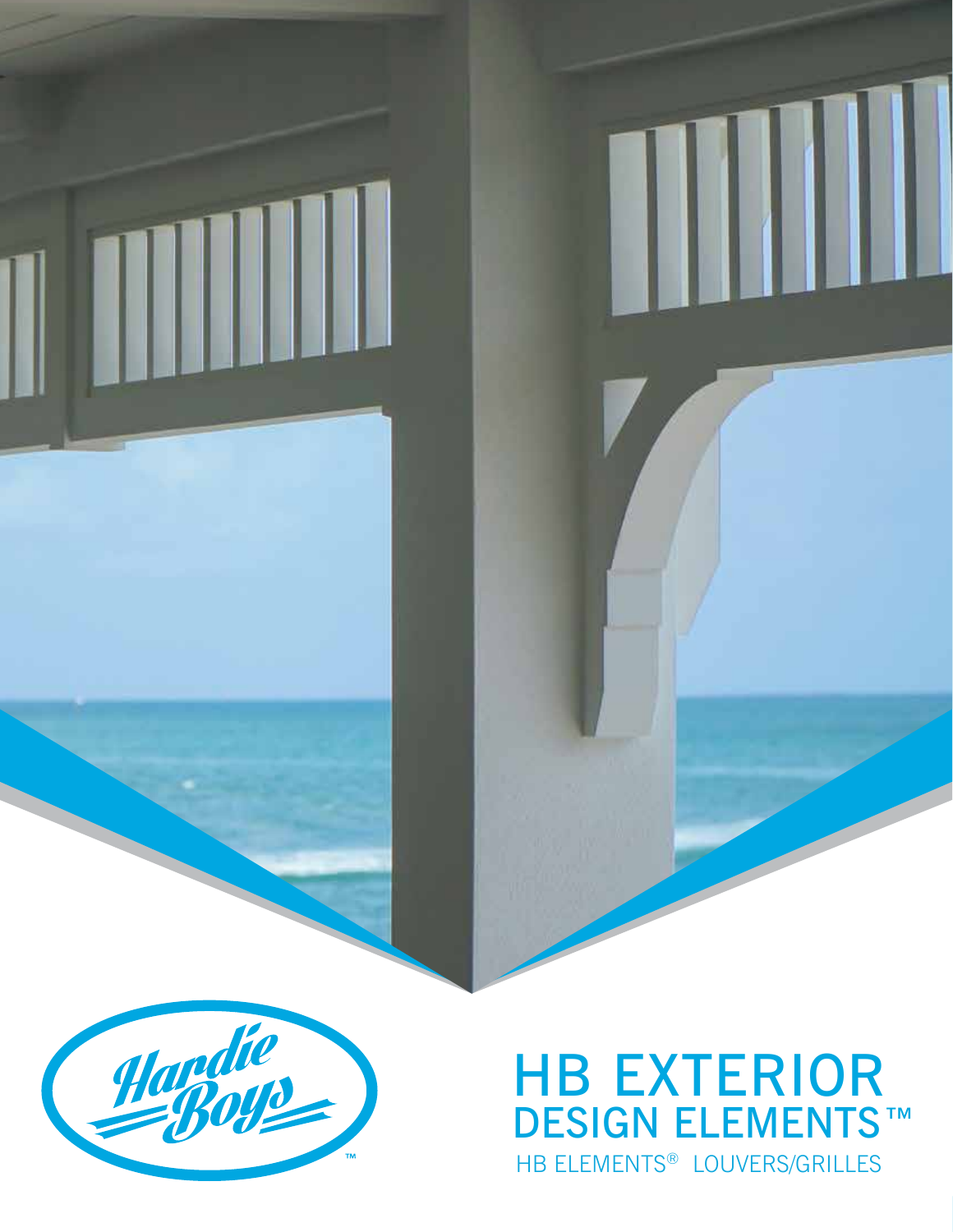Hardie Boys™

# HB EXTERIOR DESIGN ELEMENTS™

HB ELEMENTS® LOUVERS/GRILLES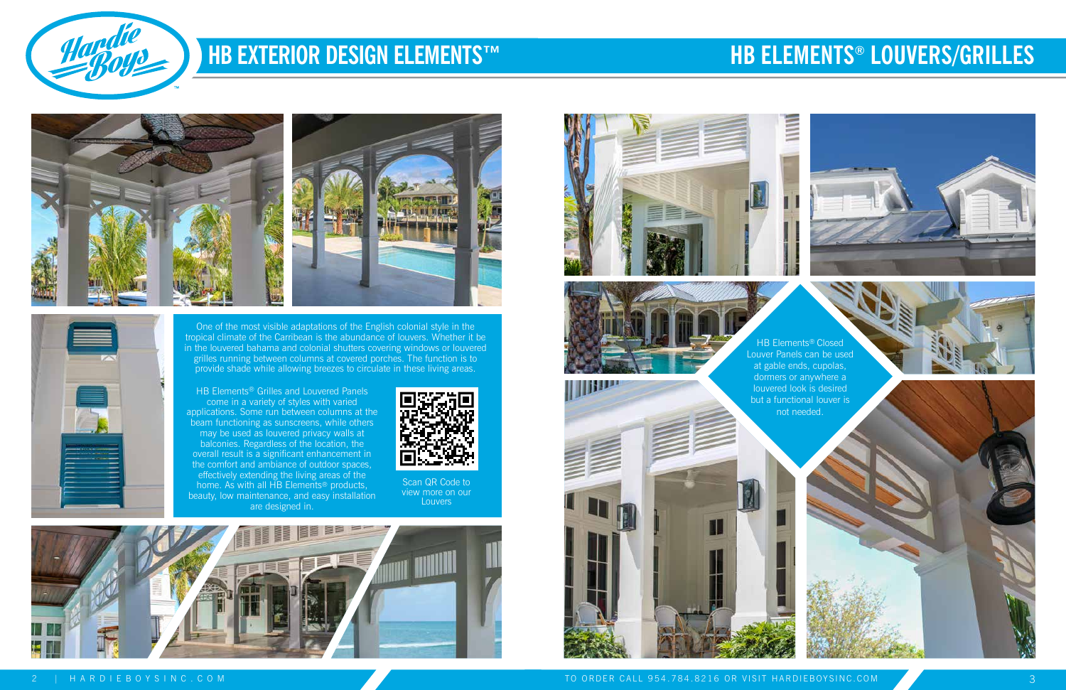# HB EXTERIOR DESIGN ELEMENTS™

One of the most visible adaptations of the English colonial style in the tropical climate of the Carribean is the abundance of louvers. Whether it be in the louvered bahama and colonial shutters covering windows or louvered grilles running between columns at covered porches. The function is to provide shade while allowing breezes to circulate in these living areas.

HB Elements® Grilles and Louvered Panels come in a variety of styles with varied applications. Some run between columns at the beam functioning as sunscreens, while others may be used as louvered privacy walls at balconies. Regardless of the location, the overall result is a significant enhancement in the comfort and ambiance of outdoor spaces, effectively extending the living areas of the home. As with all HB Elements® products, beauty, low maintenance, and easy installation are designed in.

Scan QR Code to view more on our Louvers

# HB ELEMENTS® LOUVERS/GRILLES

HB Elements® Closed Louver Panels can be used at gable ends, cupolas, dormers or anywhere a louvered look is desired but a functional louver is not needed.

TO ORDER CALL 954.784.8216 OR VISIT HARDIEBOYSINC.COM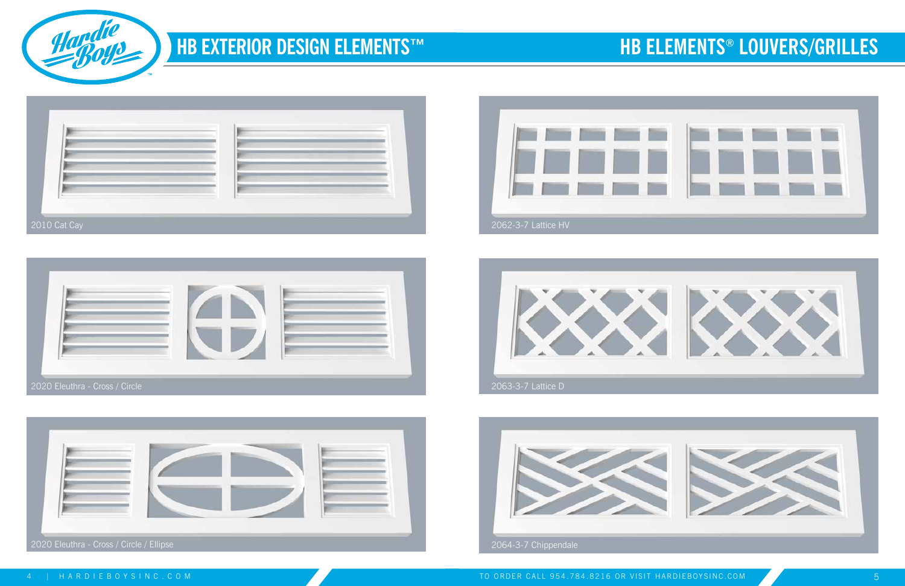# HB EXTERIOR DESIGN ELEMENTS™

## HB ELEMENTS® LOUVERS/GRILLES

2010 Cat Cay

2020 Eleuthra - Cross / Circle

2020 Eleuthra - Cross / Circle / Ellipse

2062-3-7 Lattice HV

2063-3-7 Lattice D

2064-3-7 Chippendale

TO ORDER CALL 954.784.8216 OR VISIT HARDIEBOYSINC.COM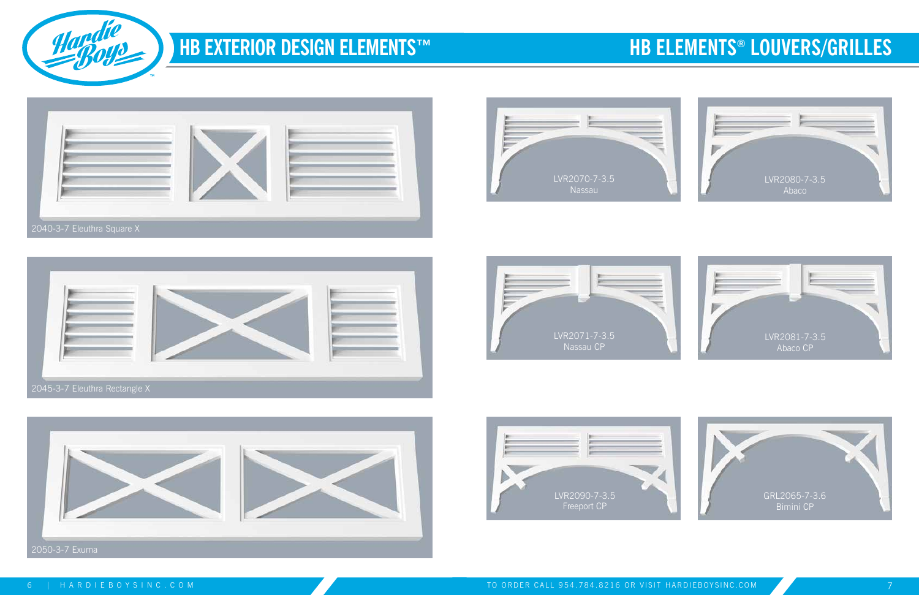# HB EXTERIOR DESIGN ELEMENTS™

2040-3-7 Eleuthra Square X

2045-3-7 Eleuthra Rectangle X

2050-3-7 Exuma

# HB ELEMENTS® LOUVERS/GRILLES

LVR2070-7-3.5
Nassau

LVR2080-7-3.5
Abaco

LVR2071-7-3.5
Nassau CP

LVR2081-7-3.5
Abaco CP

LVR2090-7-3.5
Freeport CP

GRL2065-7-3.6
Bimini CP

HARDIEBOYSINC.COM

TO ORDER CALL 954.784.8216 OR VISIT HARDIEBOYSINC.COM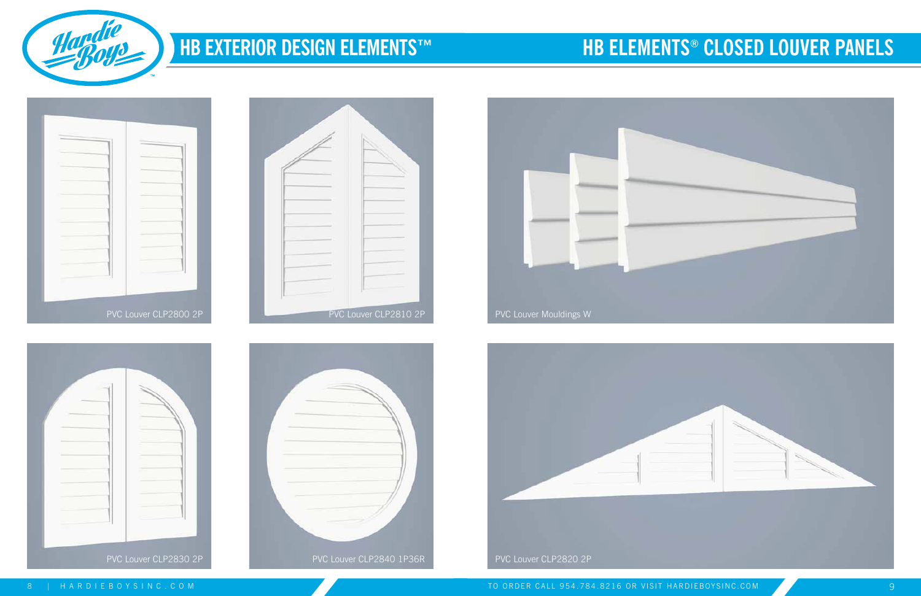# HB EXTERIOR DESIGN ELEMENTS™

# HB ELEMENTS® CLOSED LOUVER PANELS

PVC Louver CLP2800 2P

PVC Louver CLP2810 2P

PVC Louver Mouldings W

PVC Louver CLP2830 2P

PVC Louver CLP2840 1P36R

PVC Louver CLP2820 2P

TO ORDER CALL 954.784.8216 OR VISIT HARDIEBOYSINC.COM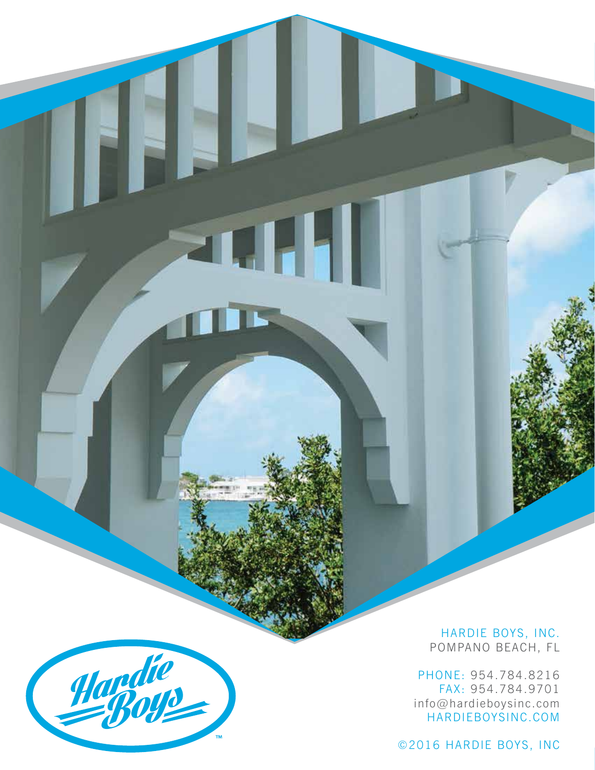HARDIE BOYS, INC.
POMPANO BEACH, FL

PHONE: 954.784.8216
FAX: 954.784.9701
info@hardieboysinc.com
HARDIEBOYSINC.COM

©2016 HARDIE BOYS, INC